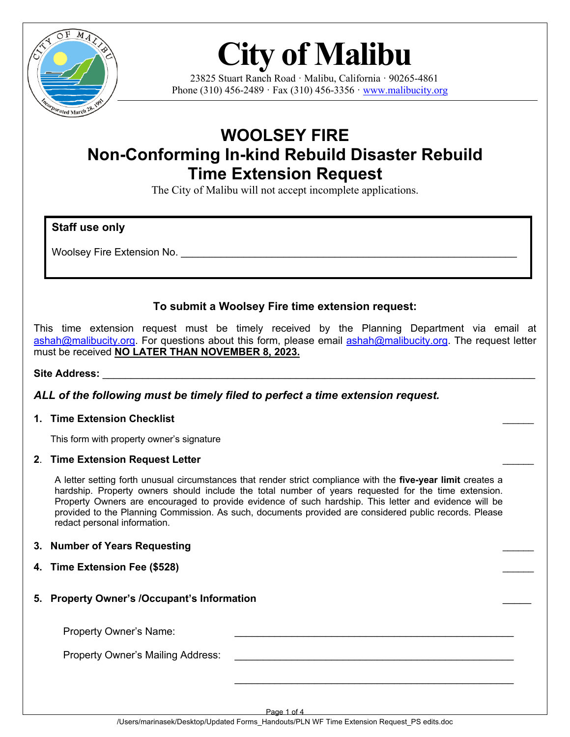# City of Malibu

23825 Stuart Ranch Road · Malibu, California · 90265-4861
Phone (310) 456-2489 · Fax (310) 456-3356 · www.malibucity.org

## WOOLSEY FIRE
## Non-Conforming In-kind Rebuild Disaster Rebuild
## Time Extension Request

The City of Malibu will not accept incomplete applications.

**Staff use only**

Woolsey Fire Extension No. ____________________________________________

### To submit a Woolsey Fire time extension request:

This time extension request must be timely received by the Planning Department via email at ashah@malibucity.org. For questions about this form, please email ashah@malibucity.org. The request letter must be received **NO LATER THAN NOVEMBER 8, 2023.**

**Site Address:** ____________________________________________

***ALL of the following must be timely filed to perfect a time extension request.***

1. **Time Extension Checklist** ______

   This form with property owner's signature

2. **Time Extension Request Letter** ______

   A letter setting forth unusual circumstances that render strict compliance with the **five-year limit** creates a hardship. Property owners should include the total number of years requested for the time extension. Property Owners are encouraged to provide evidence of such hardship. This letter and evidence will be provided to the Planning Commission. As such, documents provided are considered public records. Please redact personal information.

3. **Number of Years Requesting** ______

4. **Time Extension Fee ($528)** ______

5. **Property Owner's /Occupant's Information** ______

   Property Owner's Name: ____________________________________________

   Property Owner's Mailing Address: ____________________________________________

   ____________________________________________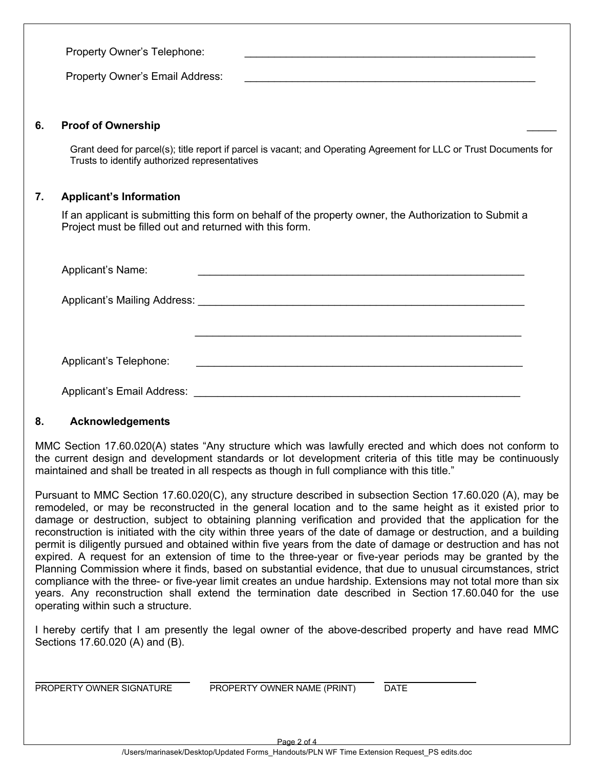Property Owner's Telephone: ___________________________________________________

Property Owner's Email Address: ___________________________________________________

## 6. Proof of Ownership _____

Grant deed for parcel(s); title report if parcel is vacant; and Operating Agreement for LLC or Trust Documents for Trusts to identify authorized representatives

## 7. Applicant's Information

If an applicant is submitting this form on behalf of the property owner, the Authorization to Submit a Project must be filled out and returned with this form.

Applicant's Name: ___________________________________________________

Applicant's Mailing Address: ___________________________________________________

___________________________________________________

Applicant's Telephone: ___________________________________________________

Applicant's Email Address: ___________________________________________________

## 8. Acknowledgements

MMC Section 17.60.020(A) states "Any structure which was lawfully erected and which does not conform to the current design and development standards or lot development criteria of this title may be continuously maintained and shall be treated in all respects as though in full compliance with this title."

Pursuant to MMC Section 17.60.020(C), any structure described in subsection Section 17.60.020 (A), may be remodeled, or may be reconstructed in the general location and to the same height as it existed prior to damage or destruction, subject to obtaining planning verification and provided that the application for the reconstruction is initiated with the city within three years of the date of damage or destruction, and a building permit is diligently pursued and obtained within five years from the date of damage or destruction and has not expired. A request for an extension of time to the three-year or five-year periods may be granted by the Planning Commission where it finds, based on substantial evidence, that due to unusual circumstances, strict compliance with the three- or five-year limit creates an undue hardship. Extensions may not total more than six years. Any reconstruction shall extend the termination date described in Section 17.60.040 for the use operating within such a structure.

I hereby certify that I am presently the legal owner of the above-described property and have read MMC Sections 17.60.020 (A) and (B).

| ____________________________ | ____________________________ | ________________ |
|---|---|---|
| PROPERTY OWNER SIGNATURE | PROPERTY OWNER NAME (PRINT) | DATE |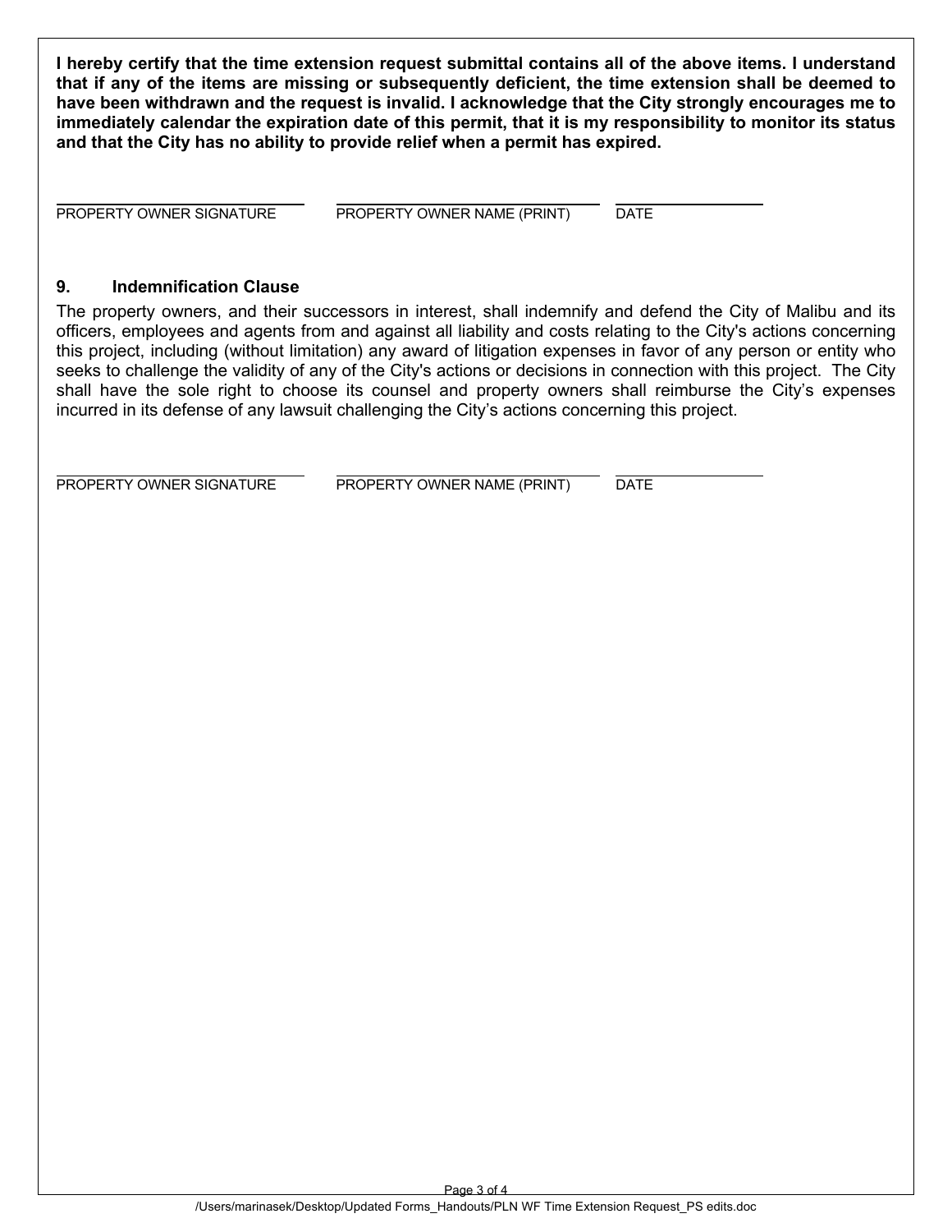**I hereby certify that the time extension request submittal contains all of the above items. I understand that if any of the items are missing or subsequently deficient, the time extension shall be deemed to have been withdrawn and the request is invalid. I acknowledge that the City strongly encourages me to immediately calendar the expiration date of this permit, that it is my responsibility to monitor its status and that the City has no ability to provide relief when a permit has expired.**

| PROPERTY OWNER SIGNATURE | PROPERTY OWNER NAME (PRINT) | DATE |
|---|---|---|
| | | |

### 9. Indemnification Clause

The property owners, and their successors in interest, shall indemnify and defend the City of Malibu and its officers, employees and agents from and against all liability and costs relating to the City's actions concerning this project, including (without limitation) any award of litigation expenses in favor of any person or entity who seeks to challenge the validity of any of the City's actions or decisions in connection with this project. The City shall have the sole right to choose its counsel and property owners shall reimburse the City's expenses incurred in its defense of any lawsuit challenging the City's actions concerning this project.

| PROPERTY OWNER SIGNATURE | PROPERTY OWNER NAME (PRINT) | DATE |
|---|---|---|
| | | |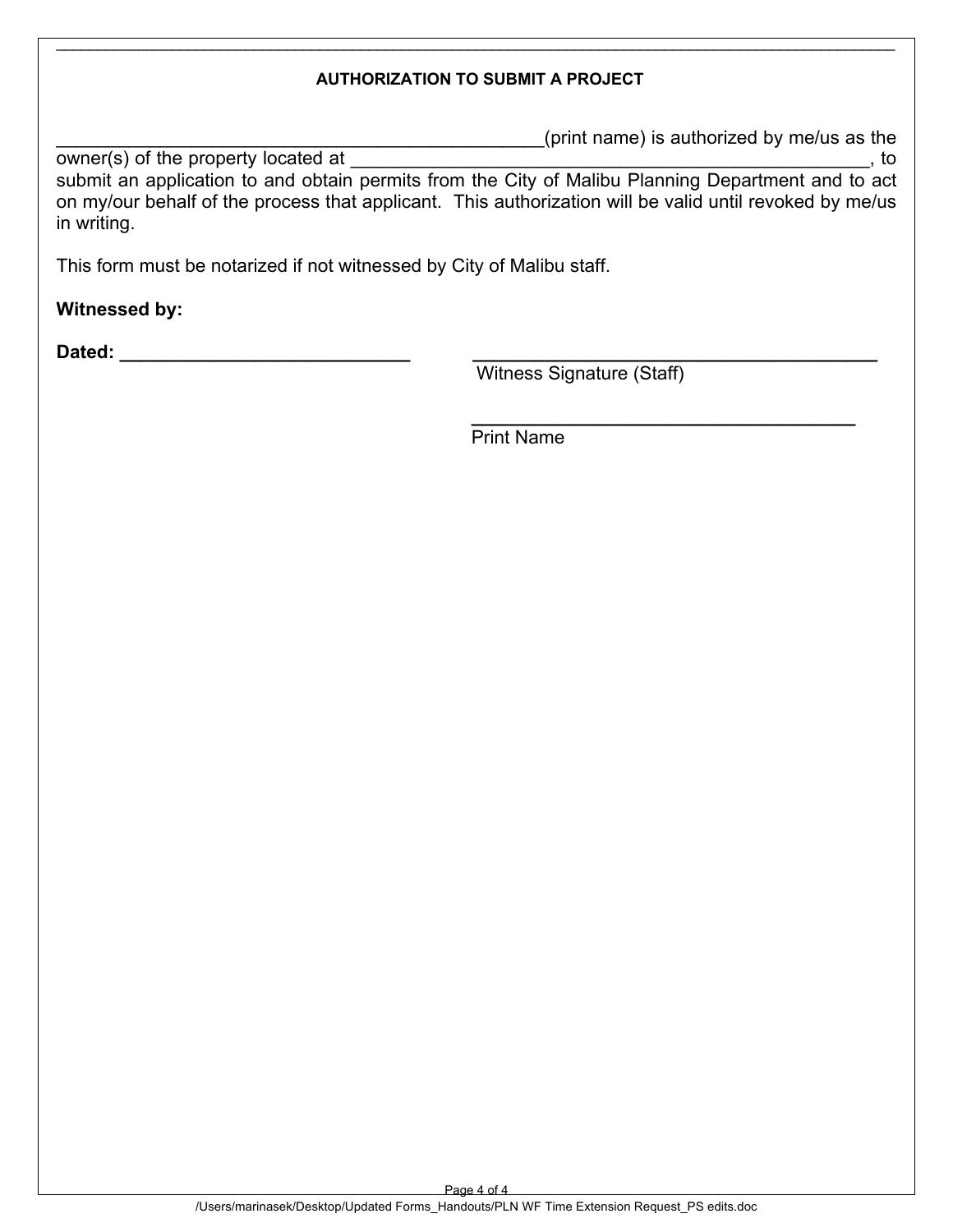### AUTHORIZATION TO SUBMIT A PROJECT

_______________________________________________(print name) is authorized by me/us as the owner(s) of the property located at ___________________________________________________, to submit an application to and obtain permits from the City of Malibu Planning Department and to act on my/our behalf of the process that applicant. This authorization will be valid until revoked by me/us in writing.

This form must be notarized if not witnessed by City of Malibu staff.

**Witnessed by:**

**Dated:** ____________________________

_______________________________________
Witness Signature (Staff)

_____________________________________
Print Name

/Users/marinasek/Desktop/Updated Forms_Handouts/PLN WF Time Extension Request_PS edits.doc